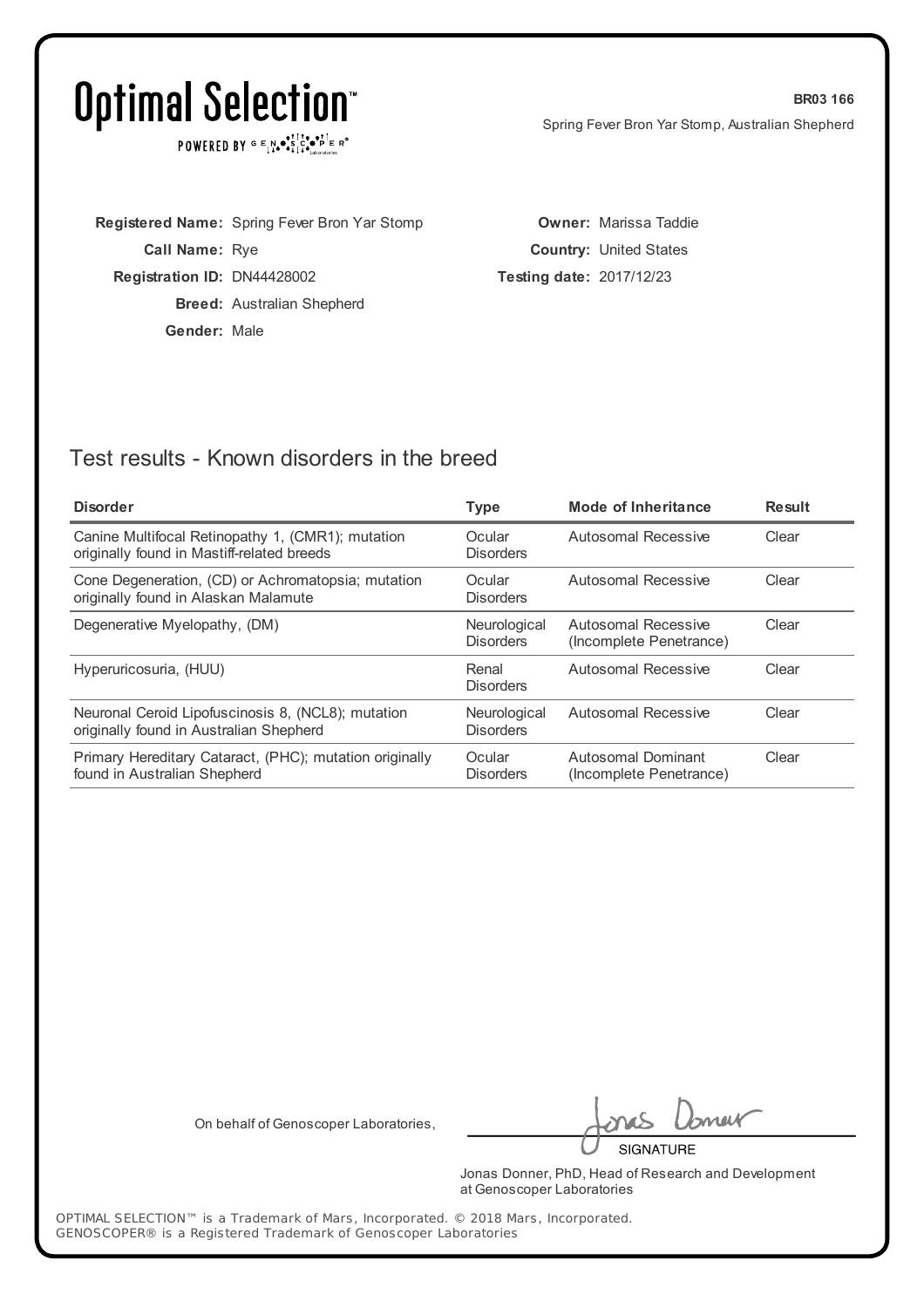# Optimal Selection™

POWERED BY GENOSCOPER® Laboratories

**BR03 166**

Spring Fever Bron Yar Stomp, Australian Shepherd

**Registered Name:** Spring Fever Bron Yar Stomp
**Call Name:** Rye
**Registration ID:** DN44428002
**Breed:** Australian Shepherd
**Gender:** Male

**Owner:** Marissa Taddie
**Country:** United States
**Testing date:** 2017/12/23

## Test results - Known disorders in the breed

| Disorder | Type | Mode of Inheritance | Result |
|---|---|---|---|
| Canine Multifocal Retinopathy 1, (CMR1); mutation originally found in Mastiff-related breeds | Ocular Disorders | Autosomal Recessive | Clear |
| Cone Degeneration, (CD) or Achromatopsia; mutation originally found in Alaskan Malamute | Ocular Disorders | Autosomal Recessive | Clear |
| Degenerative Myelopathy, (DM) | Neurological Disorders | Autosomal Recessive (Incomplete Penetrance) | Clear |
| Hyperuricosuria, (HUU) | Renal Disorders | Autosomal Recessive | Clear |
| Neuronal Ceroid Lipofuscinosis 8, (NCL8); mutation originally found in Australian Shepherd | Neurological Disorders | Autosomal Recessive | Clear |
| Primary Hereditary Cataract, (PHC); mutation originally found in Australian Shepherd | Ocular Disorders | Autosomal Dominant (Incomplete Penetrance) | Clear |

On behalf of Genoscoper Laboratories,

SIGNATURE

Jonas Donner, PhD, Head of Research and Development at Genoscoper Laboratories

OPTIMAL SELECTION™ is a Trademark of Mars, Incorporated. © 2018 Mars, Incorporated.
GENOSCOPER® is a Registered Trademark of Genoscoper Laboratories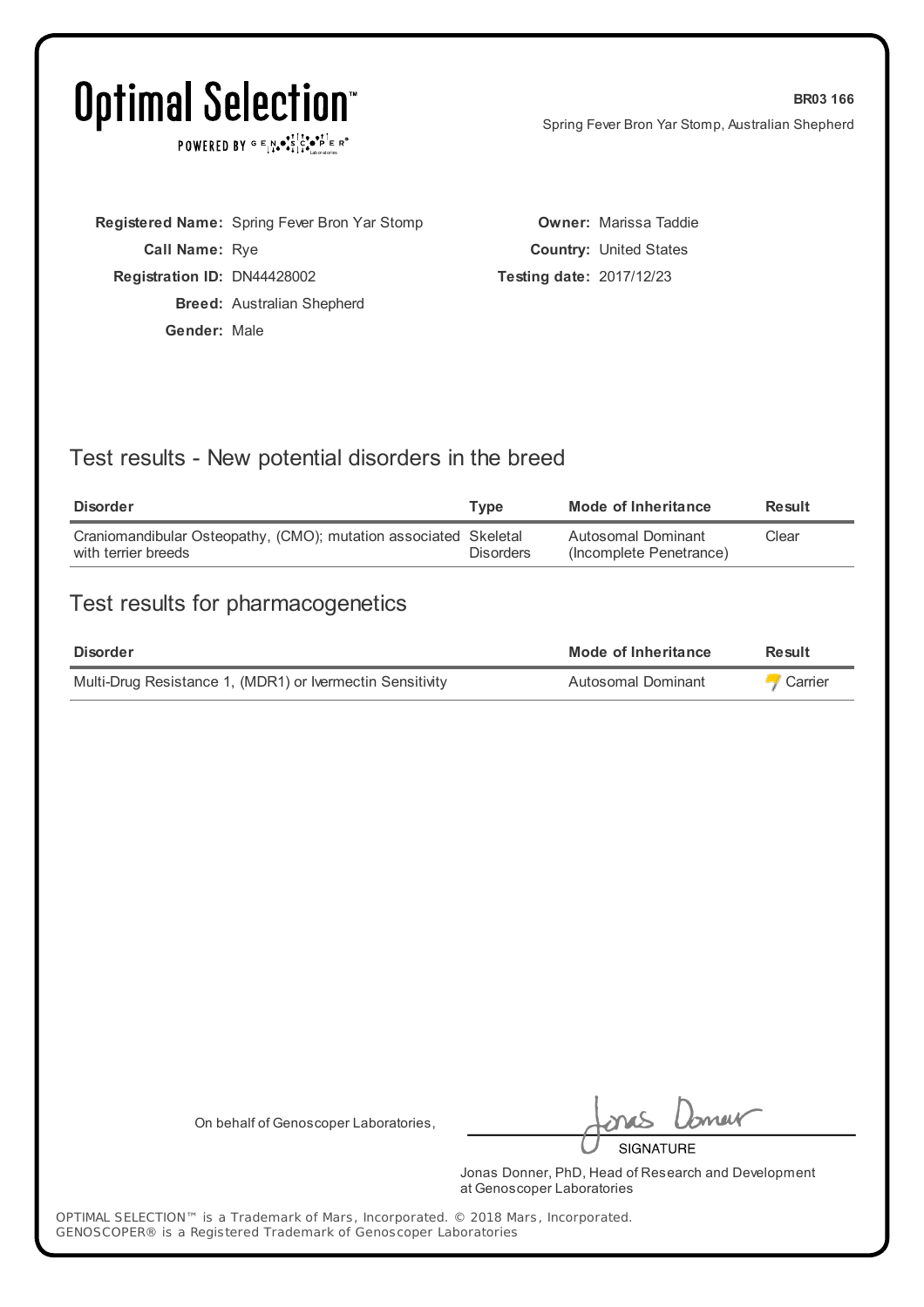# Optimal Selection™

POWERED BY GENOSCOPER® Laboratories

**BR03 166**

Spring Fever Bron Yar Stomp, Australian Shepherd

**Registered Name:** Spring Fever Bron Yar Stomp
**Call Name:** Rye
**Registration ID:** DN44428002
**Breed:** Australian Shepherd
**Gender:** Male

**Owner:** Marissa Taddie
**Country:** United States
**Testing date:** 2017/12/23

## Test results - New potential disorders in the breed

| Disorder | Type | Mode of Inheritance | Result |
|---|---|---|---|
| Craniomandibular Osteopathy, (CMO); mutation associated with terrier breeds | Skeletal Disorders | Autosomal Dominant (Incomplete Penetrance) | Clear |

## Test results for pharmacogenetics

| Disorder | Mode of Inheritance | Result |
|---|---|---|
| Multi-Drug Resistance 1, (MDR1) or Ivermectin Sensitivity | Autosomal Dominant | Carrier |

On behalf of Genoscoper Laboratories,

SIGNATURE

Jonas Donner, PhD, Head of Research and Development at Genoscoper Laboratories

OPTIMAL SELECTION™ is a Trademark of Mars, Incorporated. © 2018 Mars, Incorporated.
GENOSCOPER® is a Registered Trademark of Genoscoper Laboratories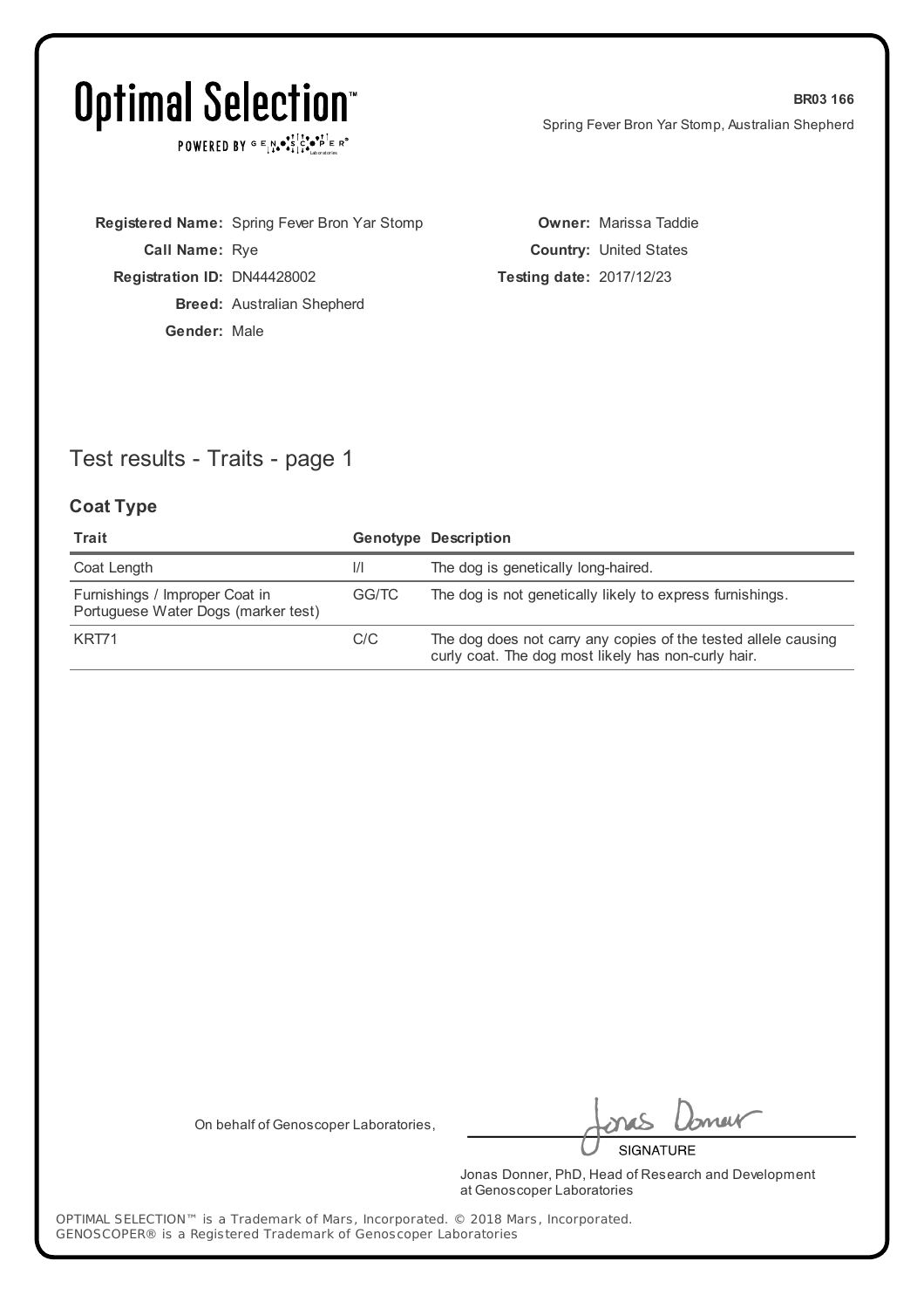# Optimal Selection™

POWERED BY GENOSCOPER® Laboratories

**BR03 166**

Spring Fever Bron Yar Stomp, Australian Shepherd

**Registered Name:** Spring Fever Bron Yar Stomp
**Call Name:** Rye
**Registration ID:** DN44428002
**Breed:** Australian Shepherd
**Gender:** Male

**Owner:** Marissa Taddie
**Country:** United States
**Testing date:** 2017/12/23

## Test results - Traits - page 1

### Coat Type

| Trait | Genotype | Description |
|---|---|---|
| Coat Length | l/l | The dog is genetically long-haired. |
| Furnishings / Improper Coat in Portuguese Water Dogs (marker test) | GG/TC | The dog is not genetically likely to express furnishings. |
| KRT71 | C/C | The dog does not carry any copies of the tested allele causing curly coat. The dog most likely has non-curly hair. |

On behalf of Genoscoper Laboratories,

SIGNATURE

Jonas Donner, PhD, Head of Research and Development at Genoscoper Laboratories

OPTIMAL SELECTION™ is a Trademark of Mars, Incorporated. © 2018 Mars, Incorporated.
GENOSCOPER® is a Registered Trademark of Genoscoper Laboratories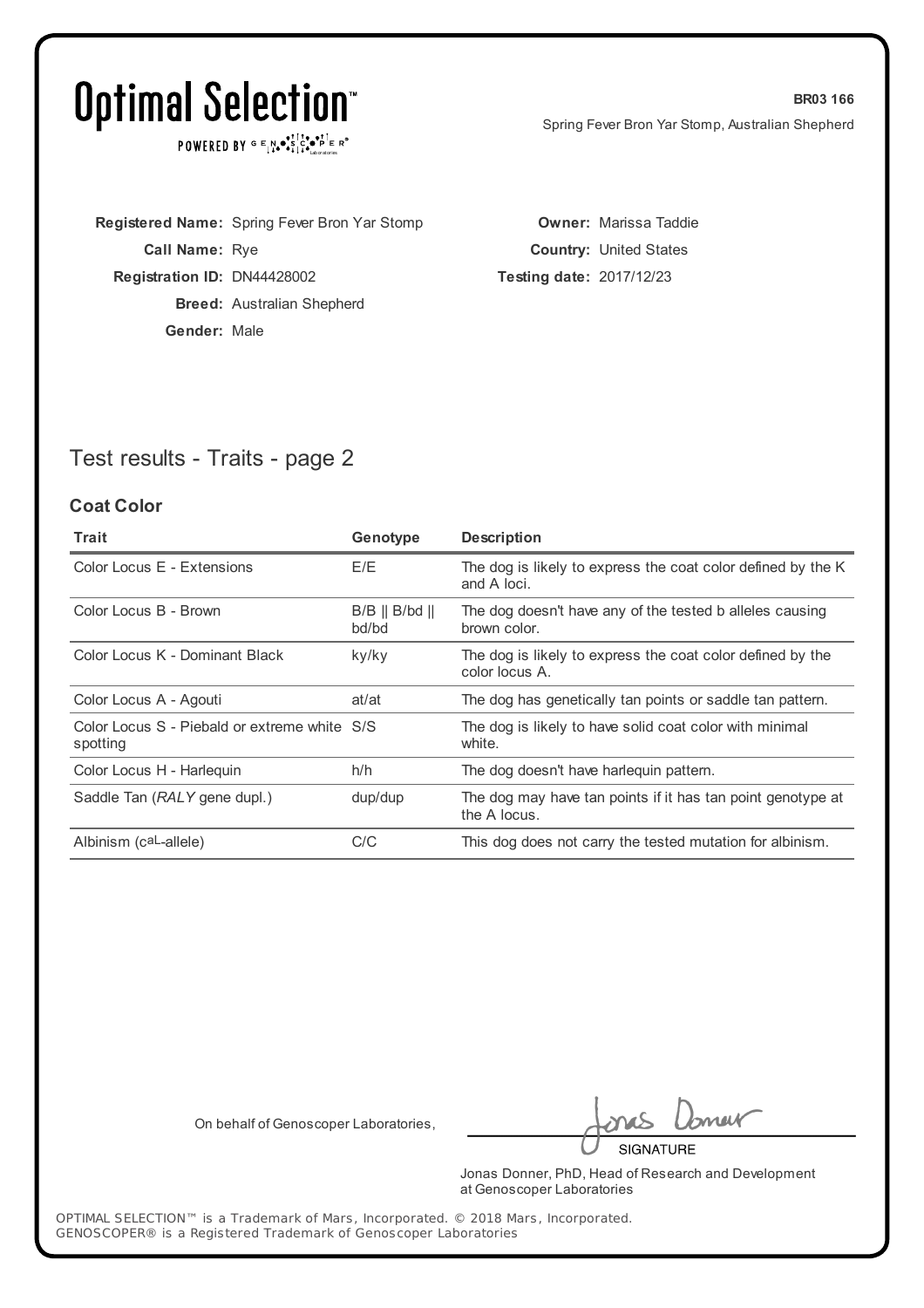**Registered Name:** Spring Fever Bron Yar Stomp
**Call Name:** Rye
**Registration ID:** DN44428002
**Breed:** Australian Shepherd
**Gender:** Male

**Owner:** Marissa Taddie
**Country:** United States
**Testing date:** 2017/12/23

## Test results - Traits - page 2

### Coat Color

| Trait | Genotype | Description |
|---|---|---|
| Color Locus E - Extensions | E/E | The dog is likely to express the coat color defined by the K and A loci. |
| Color Locus B - Brown | B/B \|\| B/bd \|\| bd/bd | The dog doesn't have any of the tested b alleles causing brown color. |
| Color Locus K - Dominant Black | ky/ky | The dog is likely to express the coat color defined by the color locus A. |
| Color Locus A - Agouti | at/at | The dog has genetically tan points or saddle tan pattern. |
| Color Locus S - Piebald or extreme white spotting | S/S | The dog is likely to have solid coat color with minimal white. |
| Color Locus H - Harlequin | h/h | The dog doesn't have harlequin pattern. |
| Saddle Tan (*RALY* gene dupl.) | dup/dup | The dog may have tan points if it has tan point genotype at the A locus. |
| Albinism (caL-allele) | C/C | This dog does not carry the tested mutation for albinism. |

On behalf of Genoscoper Laboratories,

SIGNATURE

Jonas Donner, PhD, Head of Research and Development at Genoscoper Laboratories

OPTIMAL SELECTION™ is a Trademark of Mars, Incorporated. © 2018 Mars, Incorporated.
GENOSCOPER® is a Registered Trademark of Genoscoper Laboratories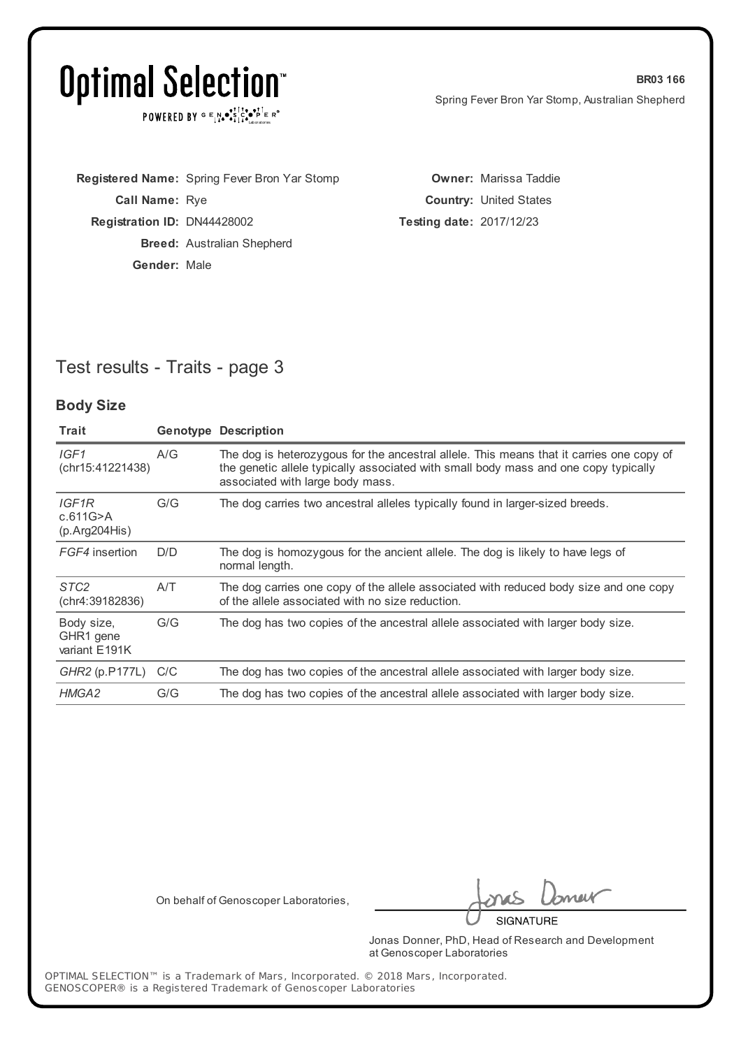# Optimal Selection™

POWERED BY GENOSCOPER® Laboratories

**BR03 166**

Spring Fever Bron Yar Stomp, Australian Shepherd

**Registered Name:** Spring Fever Bron Yar Stomp
**Call Name:** Rye
**Registration ID:** DN44428002
**Breed:** Australian Shepherd
**Gender:** Male

**Owner:** Marissa Taddie
**Country:** United States
**Testing date:** 2017/12/23

## Test results - Traits - page 3

### Body Size

| Trait | Genotype | Description |
|---|---|---|
| *IGF1* (chr15:41221438) | A/G | The dog is heterozygous for the ancestral allele. This means that it carries one copy of the genetic allele typically associated with small body mass and one copy typically associated with large body mass. |
| *IGF1R* c.611G>A (p.Arg204His) | G/G | The dog carries two ancestral alleles typically found in larger-sized breeds. |
| *FGF4* insertion | D/D | The dog is homozygous for the ancient allele. The dog is likely to have legs of normal length. |
| *STC2* (chr4:39182836) | A/T | The dog carries one copy of the allele associated with reduced body size and one copy of the allele associated with no size reduction. |
| Body size, GHR1 gene variant E191K | G/G | The dog has two copies of the ancestral allele associated with larger body size. |
| *GHR2* (p.P177L) | C/C | The dog has two copies of the ancestral allele associated with larger body size. |
| *HMGA2* | G/G | The dog has two copies of the ancestral allele associated with larger body size. |

On behalf of Genoscoper Laboratories,

SIGNATURE

Jonas Donner, PhD, Head of Research and Development at Genoscoper Laboratories

OPTIMAL SELECTION™ is a Trademark of Mars, Incorporated. © 2018 Mars, Incorporated.
GENOSCOPER® is a Registered Trademark of Genoscoper Laboratories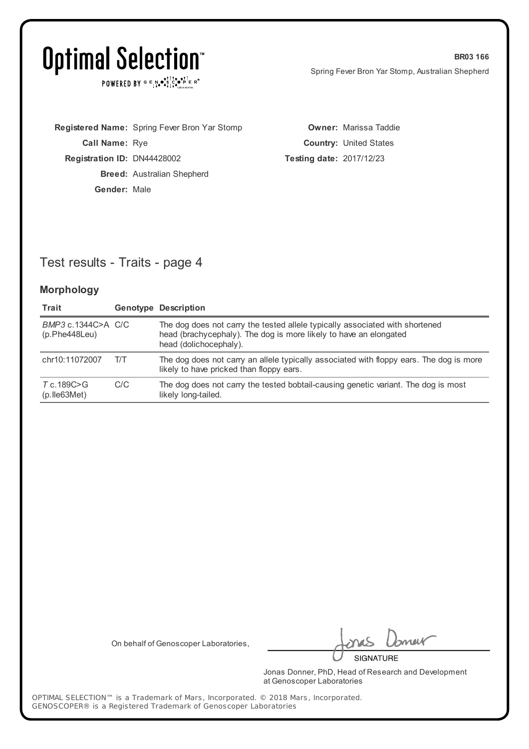# Optimal Selection™

POWERED BY GENOSCOPER®

**BR03 166**

Spring Fever Bron Yar Stomp, Australian Shepherd

**Registered Name:** Spring Fever Bron Yar Stomp
**Call Name:** Rye
**Registration ID:** DN44428002
**Breed:** Australian Shepherd
**Gender:** Male

**Owner:** Marissa Taddie
**Country:** United States
**Testing date:** 2017/12/23

## Test results - Traits - page 4

### Morphology

| Trait | Genotype | Description |
|---|---|---|
| *BMP3* c.1344C>A (p.Phe448Leu) | C/C | The dog does not carry the tested allele typically associated with shortened head (brachycephaly). The dog is more likely to have an elongated head (dolichocephaly). |
| chr10:11072007 | T/T | The dog does not carry an allele typically associated with floppy ears. The dog is more likely to have pricked than floppy ears. |
| *T* c.189C>G (p.Ile63Met) | C/C | The dog does not carry the tested bobtail-causing genetic variant. The dog is most likely long-tailed. |

On behalf of Genoscoper Laboratories,

SIGNATURE

Jonas Donner, PhD, Head of Research and Development at Genoscoper Laboratories

OPTIMAL SELECTION™ is a Trademark of Mars, Incorporated. © 2018 Mars, Incorporated.
GENOSCOPER® is a Registered Trademark of Genoscoper Laboratories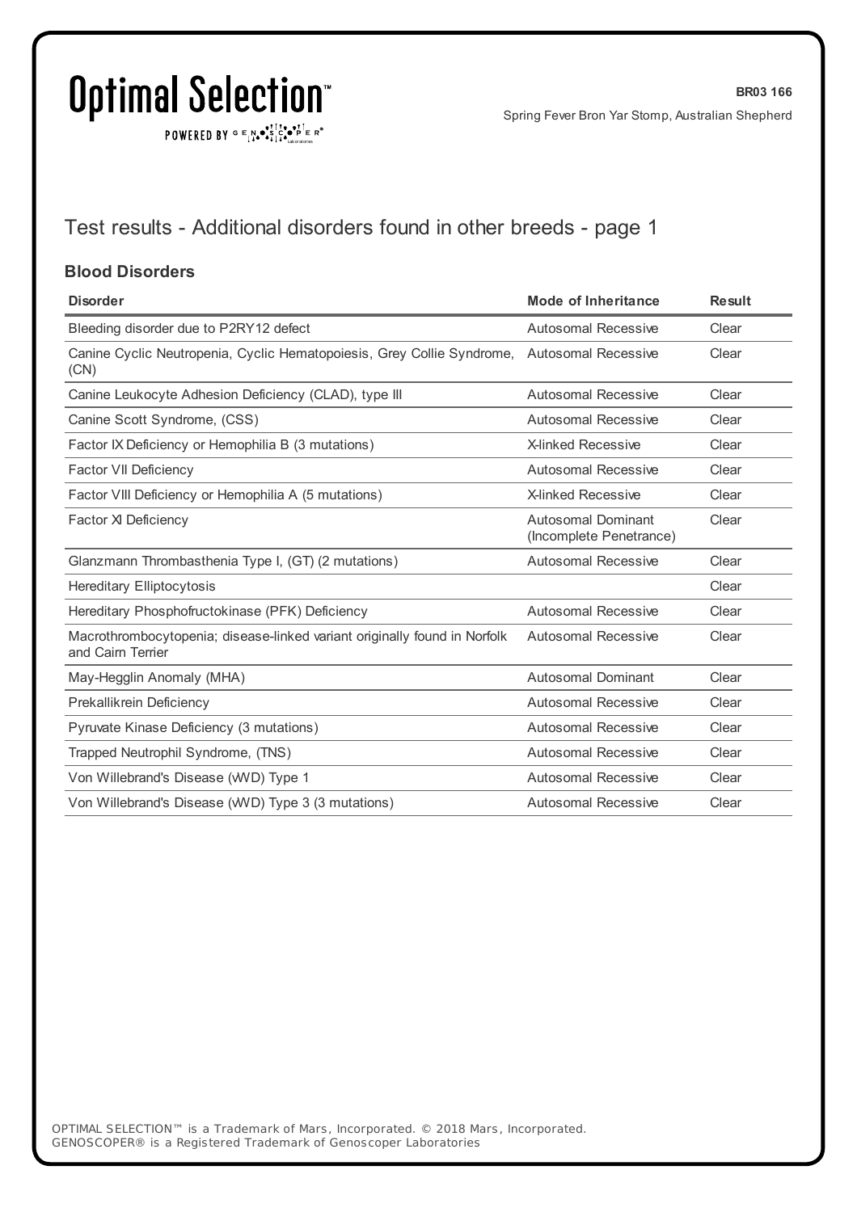# Test results - Additional disorders found in other breeds - page 1

## Blood Disorders

| Disorder | Mode of Inheritance | Result |
|---|---|---|
| Bleeding disorder due to P2RY12 defect | Autosomal Recessive | Clear |
| Canine Cyclic Neutropenia, Cyclic Hematopoiesis, Grey Collie Syndrome, (CN) | Autosomal Recessive | Clear |
| Canine Leukocyte Adhesion Deficiency (CLAD), type III | Autosomal Recessive | Clear |
| Canine Scott Syndrome, (CSS) | Autosomal Recessive | Clear |
| Factor IX Deficiency or Hemophilia B (3 mutations) | X-linked Recessive | Clear |
| Factor VII Deficiency | Autosomal Recessive | Clear |
| Factor VIII Deficiency or Hemophilia A (5 mutations) | X-linked Recessive | Clear |
| Factor XI Deficiency | Autosomal Dominant (Incomplete Penetrance) | Clear |
| Glanzmann Thrombasthenia Type I, (GT) (2 mutations) | Autosomal Recessive | Clear |
| Hereditary Elliptocytosis | | Clear |
| Hereditary Phosphofructokinase (PFK) Deficiency | Autosomal Recessive | Clear |
| Macrothrombocytopenia; disease-linked variant originally found in Norfolk and Cairn Terrier | Autosomal Recessive | Clear |
| May-Hegglin Anomaly (MHA) | Autosomal Dominant | Clear |
| Prekallikrein Deficiency | Autosomal Recessive | Clear |
| Pyruvate Kinase Deficiency (3 mutations) | Autosomal Recessive | Clear |
| Trapped Neutrophil Syndrome, (TNS) | Autosomal Recessive | Clear |
| Von Willebrand's Disease (vWD) Type 1 | Autosomal Recessive | Clear |
| Von Willebrand's Disease (vWD) Type 3 (3 mutations) | Autosomal Recessive | Clear |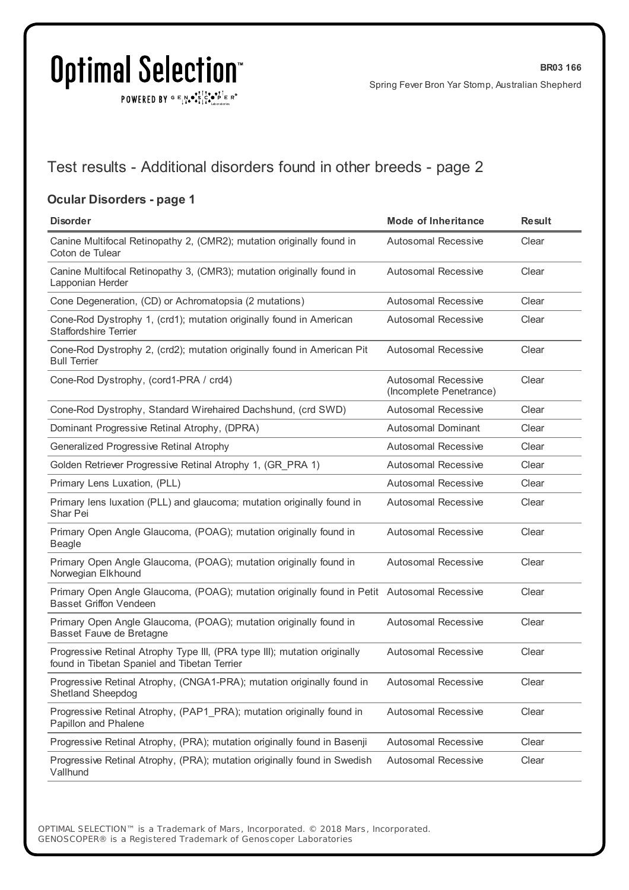# Optimal Selection™

POWERED BY GENOSCOPER® Laboratories

**BR03 166**

Spring Fever Bron Yar Stomp, Australian Shepherd

## Test results - Additional disorders found in other breeds - page 2

### Ocular Disorders - page 1

| Disorder | Mode of Inheritance | Result |
|---|---|---|
| Canine Multifocal Retinopathy 2, (CMR2); mutation originally found in Coton de Tulear | Autosomal Recessive | Clear |
| Canine Multifocal Retinopathy 3, (CMR3); mutation originally found in Lapponian Herder | Autosomal Recessive | Clear |
| Cone Degeneration, (CD) or Achromatopsia (2 mutations) | Autosomal Recessive | Clear |
| Cone-Rod Dystrophy 1, (crd1); mutation originally found in American Staffordshire Terrier | Autosomal Recessive | Clear |
| Cone-Rod Dystrophy 2, (crd2); mutation originally found in American Pit Bull Terrier | Autosomal Recessive | Clear |
| Cone-Rod Dystrophy, (cord1-PRA / crd4) | Autosomal Recessive (Incomplete Penetrance) | Clear |
| Cone-Rod Dystrophy, Standard Wirehaired Dachshund, (crd SWD) | Autosomal Recessive | Clear |
| Dominant Progressive Retinal Atrophy, (DPRA) | Autosomal Dominant | Clear |
| Generalized Progressive Retinal Atrophy | Autosomal Recessive | Clear |
| Golden Retriever Progressive Retinal Atrophy 1, (GR_PRA 1) | Autosomal Recessive | Clear |
| Primary Lens Luxation, (PLL) | Autosomal Recessive | Clear |
| Primary lens luxation (PLL) and glaucoma; mutation originally found in Shar Pei | Autosomal Recessive | Clear |
| Primary Open Angle Glaucoma, (POAG); mutation originally found in Beagle | Autosomal Recessive | Clear |
| Primary Open Angle Glaucoma, (POAG); mutation originally found in Norwegian Elkhound | Autosomal Recessive | Clear |
| Primary Open Angle Glaucoma, (POAG); mutation originally found in Petit Basset Griffon Vendeen | Autosomal Recessive | Clear |
| Primary Open Angle Glaucoma, (POAG); mutation originally found in Basset Fauve de Bretagne | Autosomal Recessive | Clear |
| Progressive Retinal Atrophy Type III, (PRA type III); mutation originally found in Tibetan Spaniel and Tibetan Terrier | Autosomal Recessive | Clear |
| Progressive Retinal Atrophy, (CNGA1-PRA); mutation originally found in Shetland Sheepdog | Autosomal Recessive | Clear |
| Progressive Retinal Atrophy, (PAP1_PRA); mutation originally found in Papillon and Phalene | Autosomal Recessive | Clear |
| Progressive Retinal Atrophy, (PRA); mutation originally found in Basenji | Autosomal Recessive | Clear |
| Progressive Retinal Atrophy, (PRA); mutation originally found in Swedish Vallhund | Autosomal Recessive | Clear |

OPTIMAL SELECTION™ is a Trademark of Mars, Incorporated. © 2018 Mars, Incorporated.
GENOSCOPER® is a Registered Trademark of Genoscoper Laboratories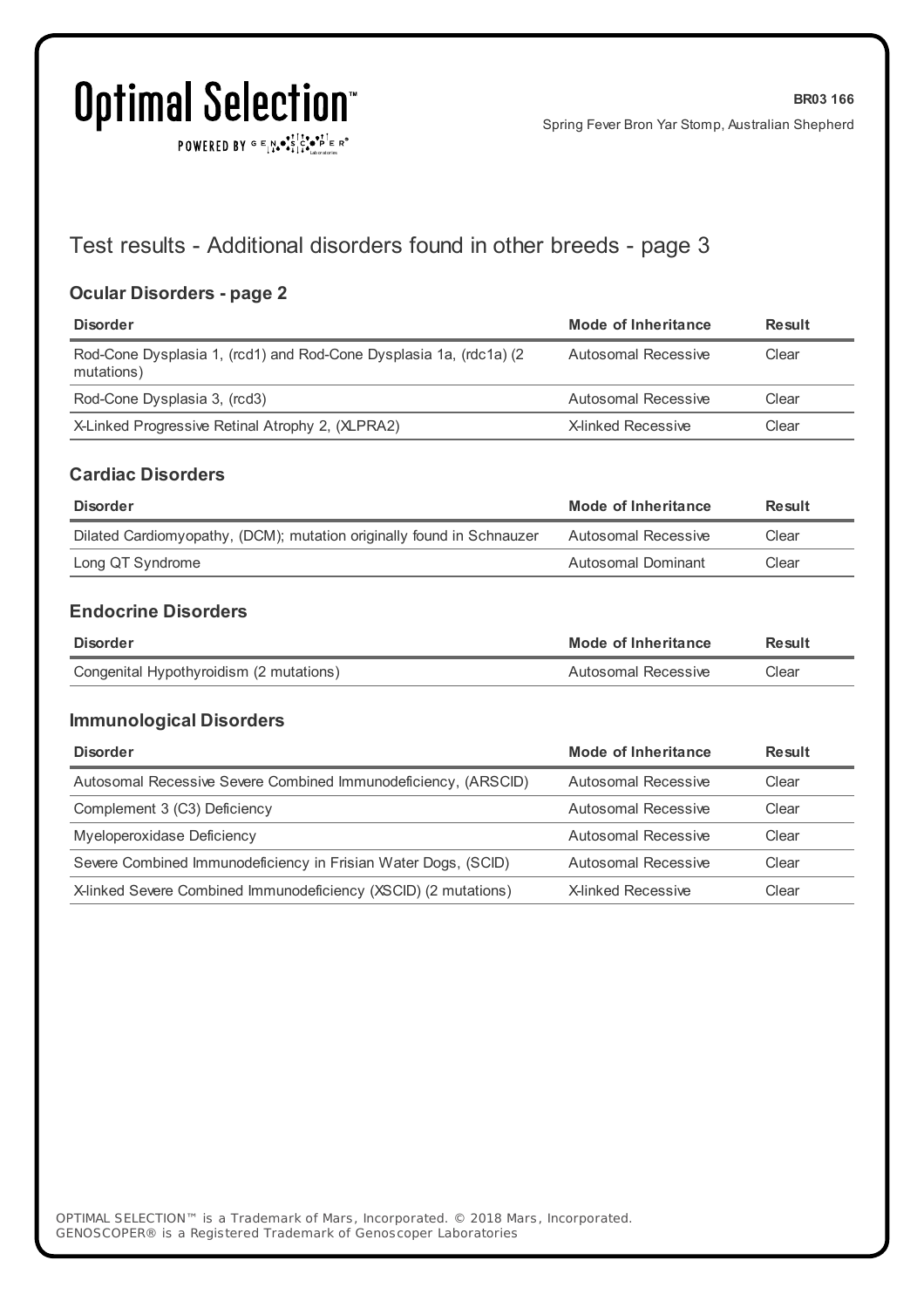## Test results - Additional disorders found in other breeds - page 3

### Ocular Disorders - page 2

| Disorder | Mode of Inheritance | Result |
|---|---|---|
| Rod-Cone Dysplasia 1, (rcd1) and Rod-Cone Dysplasia 1a, (rdc1a) (2 mutations) | Autosomal Recessive | Clear |
| Rod-Cone Dysplasia 3, (rcd3) | Autosomal Recessive | Clear |
| X-Linked Progressive Retinal Atrophy 2, (XLPRA2) | X-linked Recessive | Clear |

### Cardiac Disorders

| Disorder | Mode of Inheritance | Result |
|---|---|---|
| Dilated Cardiomyopathy, (DCM); mutation originally found in Schnauzer | Autosomal Recessive | Clear |
| Long QT Syndrome | Autosomal Dominant | Clear |

### Endocrine Disorders

| Disorder | Mode of Inheritance | Result |
|---|---|---|
| Congenital Hypothyroidism (2 mutations) | Autosomal Recessive | Clear |

### Immunological Disorders

| Disorder | Mode of Inheritance | Result |
|---|---|---|
| Autosomal Recessive Severe Combined Immunodeficiency, (ARSCID) | Autosomal Recessive | Clear |
| Complement 3 (C3) Deficiency | Autosomal Recessive | Clear |
| Myeloperoxidase Deficiency | Autosomal Recessive | Clear |
| Severe Combined Immunodeficiency in Frisian Water Dogs, (SCID) | Autosomal Recessive | Clear |
| X-linked Severe Combined Immunodeficiency (XSCID) (2 mutations) | X-linked Recessive | Clear |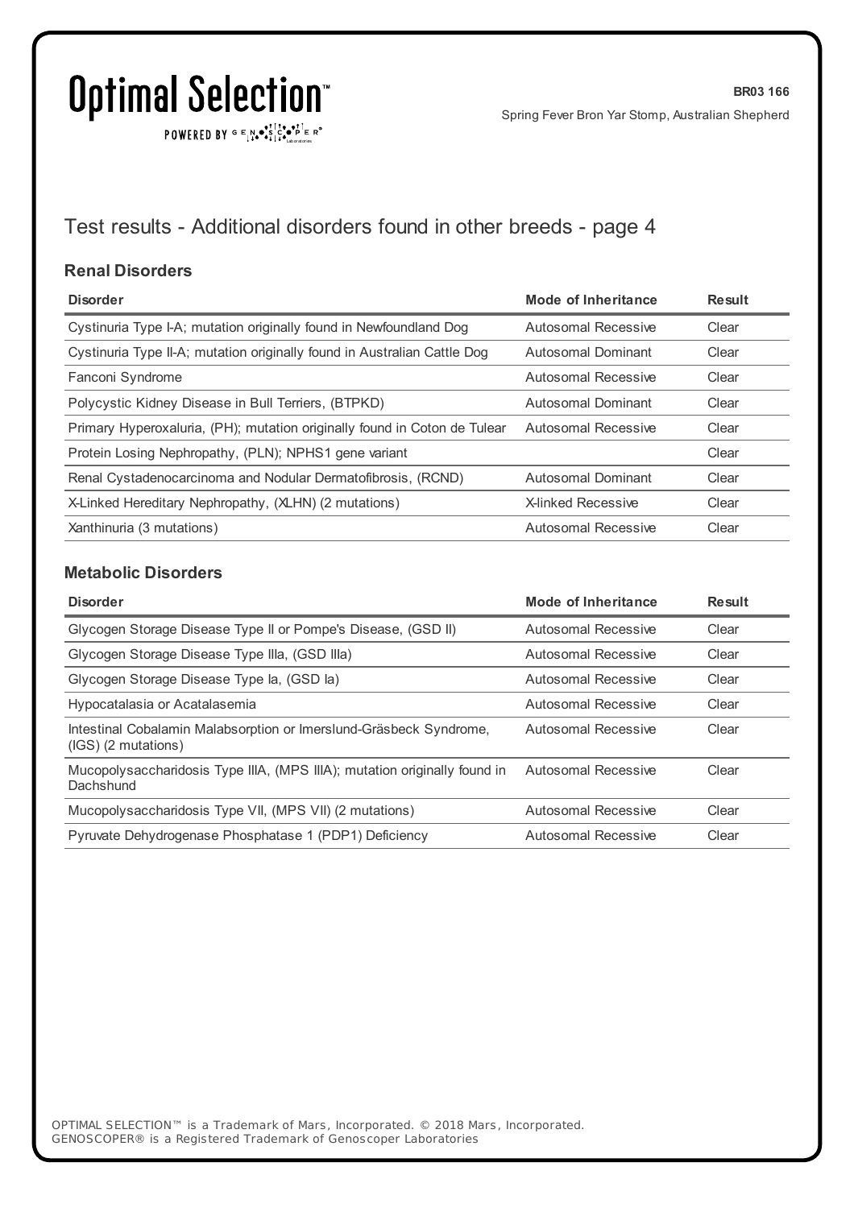# Optimal Selection™

POWERED BY GENOSCOPER® Laboratories

**BR03 166**

Spring Fever Bron Yar Stomp, Australian Shepherd

## Test results - Additional disorders found in other breeds - page 4

### Renal Disorders

| Disorder | Mode of Inheritance | Result |
|---|---|---|
| Cystinuria Type I-A; mutation originally found in Newfoundland Dog | Autosomal Recessive | Clear |
| Cystinuria Type II-A; mutation originally found in Australian Cattle Dog | Autosomal Dominant | Clear |
| Fanconi Syndrome | Autosomal Recessive | Clear |
| Polycystic Kidney Disease in Bull Terriers, (BTPKD) | Autosomal Dominant | Clear |
| Primary Hyperoxaluria, (PH); mutation originally found in Coton de Tulear | Autosomal Recessive | Clear |
| Protein Losing Nephropathy, (PLN); NPHS1 gene variant | | Clear |
| Renal Cystadenocarcinoma and Nodular Dermatofibrosis, (RCND) | Autosomal Dominant | Clear |
| X-Linked Hereditary Nephropathy, (XLHN) (2 mutations) | X-linked Recessive | Clear |
| Xanthinuria (3 mutations) | Autosomal Recessive | Clear |

### Metabolic Disorders

| Disorder | Mode of Inheritance | Result |
|---|---|---|
| Glycogen Storage Disease Type II or Pompe's Disease, (GSD II) | Autosomal Recessive | Clear |
| Glycogen Storage Disease Type IIIa, (GSD IIIa) | Autosomal Recessive | Clear |
| Glycogen Storage Disease Type Ia, (GSD Ia) | Autosomal Recessive | Clear |
| Hypocatalasia or Acatalasemia | Autosomal Recessive | Clear |
| Intestinal Cobalamin Malabsorption or Imerslund-Gräsbeck Syndrome, (IGS) (2 mutations) | Autosomal Recessive | Clear |
| Mucopolysaccharidosis Type IIIA, (MPS IIIA); mutation originally found in Dachshund | Autosomal Recessive | Clear |
| Mucopolysaccharidosis Type VII, (MPS VII) (2 mutations) | Autosomal Recessive | Clear |
| Pyruvate Dehydrogenase Phosphatase 1 (PDP1) Deficiency | Autosomal Recessive | Clear |

OPTIMAL SELECTION™ is a Trademark of Mars, Incorporated. © 2018 Mars, Incorporated.
GENOSCOPER® is a Registered Trademark of Genoscoper Laboratories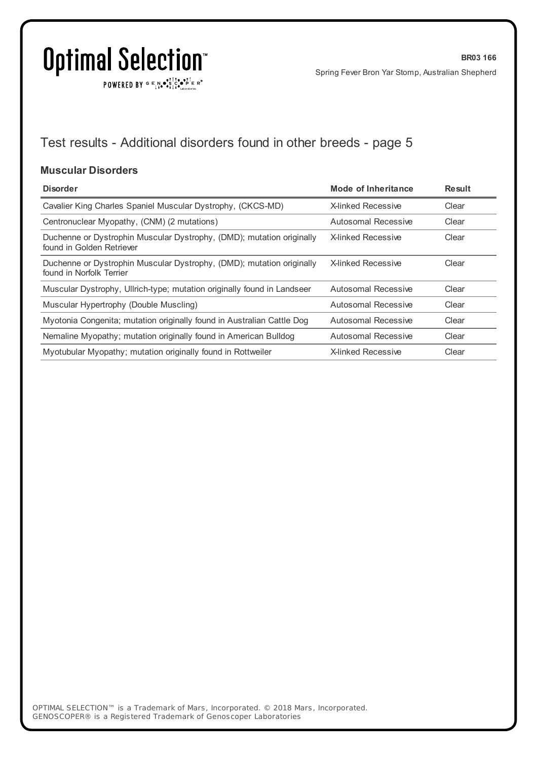## Test results - Additional disorders found in other breeds - page 5

### Muscular Disorders

| Disorder | Mode of Inheritance | Result |
|---|---|---|
| Cavalier King Charles Spaniel Muscular Dystrophy, (CKCS-MD) | X-linked Recessive | Clear |
| Centronuclear Myopathy, (CNM) (2 mutations) | Autosomal Recessive | Clear |
| Duchenne or Dystrophin Muscular Dystrophy, (DMD); mutation originally found in Golden Retriever | X-linked Recessive | Clear |
| Duchenne or Dystrophin Muscular Dystrophy, (DMD); mutation originally found in Norfolk Terrier | X-linked Recessive | Clear |
| Muscular Dystrophy, Ullrich-type; mutation originally found in Landseer | Autosomal Recessive | Clear |
| Muscular Hypertrophy (Double Muscling) | Autosomal Recessive | Clear |
| Myotonia Congenita; mutation originally found in Australian Cattle Dog | Autosomal Recessive | Clear |
| Nemaline Myopathy; mutation originally found in American Bulldog | Autosomal Recessive | Clear |
| Myotubular Myopathy; mutation originally found in Rottweiler | X-linked Recessive | Clear |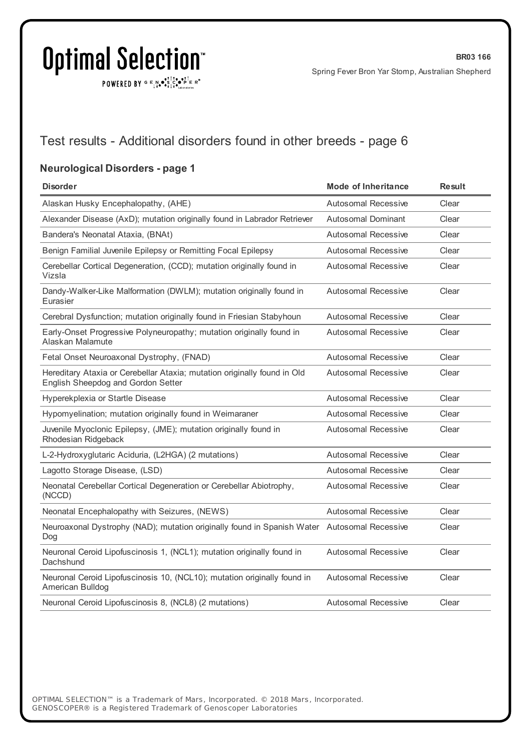# Test results - Additional disorders found in other breeds - page 6

## Neurological Disorders - page 1

| Disorder | Mode of Inheritance | Result |
|---|---|---|
| Alaskan Husky Encephalopathy, (AHE) | Autosomal Recessive | Clear |
| Alexander Disease (AxD); mutation originally found in Labrador Retriever | Autosomal Dominant | Clear |
| Bandera's Neonatal Ataxia, (BNAt) | Autosomal Recessive | Clear |
| Benign Familial Juvenile Epilepsy or Remitting Focal Epilepsy | Autosomal Recessive | Clear |
| Cerebellar Cortical Degeneration, (CCD); mutation originally found in Vizsla | Autosomal Recessive | Clear |
| Dandy-Walker-Like Malformation (DWLM); mutation originally found in Eurasier | Autosomal Recessive | Clear |
| Cerebral Dysfunction; mutation originally found in Friesian Stabyhoun | Autosomal Recessive | Clear |
| Early-Onset Progressive Polyneuropathy; mutation originally found in Alaskan Malamute | Autosomal Recessive | Clear |
| Fetal Onset Neuroaxonal Dystrophy, (FNAD) | Autosomal Recessive | Clear |
| Hereditary Ataxia or Cerebellar Ataxia; mutation originally found in Old English Sheepdog and Gordon Setter | Autosomal Recessive | Clear |
| Hyperekplexia or Startle Disease | Autosomal Recessive | Clear |
| Hypomyelination; mutation originally found in Weimaraner | Autosomal Recessive | Clear |
| Juvenile Myoclonic Epilepsy, (JME); mutation originally found in Rhodesian Ridgeback | Autosomal Recessive | Clear |
| L-2-Hydroxyglutaric Aciduria, (L2HGA) (2 mutations) | Autosomal Recessive | Clear |
| Lagotto Storage Disease, (LSD) | Autosomal Recessive | Clear |
| Neonatal Cerebellar Cortical Degeneration or Cerebellar Abiotrophy, (NCCD) | Autosomal Recessive | Clear |
| Neonatal Encephalopathy with Seizures, (NEWS) | Autosomal Recessive | Clear |
| Neuroaxonal Dystrophy (NAD); mutation originally found in Spanish Water Dog | Autosomal Recessive | Clear |
| Neuronal Ceroid Lipofuscinosis 1, (NCL1); mutation originally found in Dachshund | Autosomal Recessive | Clear |
| Neuronal Ceroid Lipofuscinosis 10, (NCL10); mutation originally found in American Bulldog | Autosomal Recessive | Clear |
| Neuronal Ceroid Lipofuscinosis 8, (NCL8) (2 mutations) | Autosomal Recessive | Clear |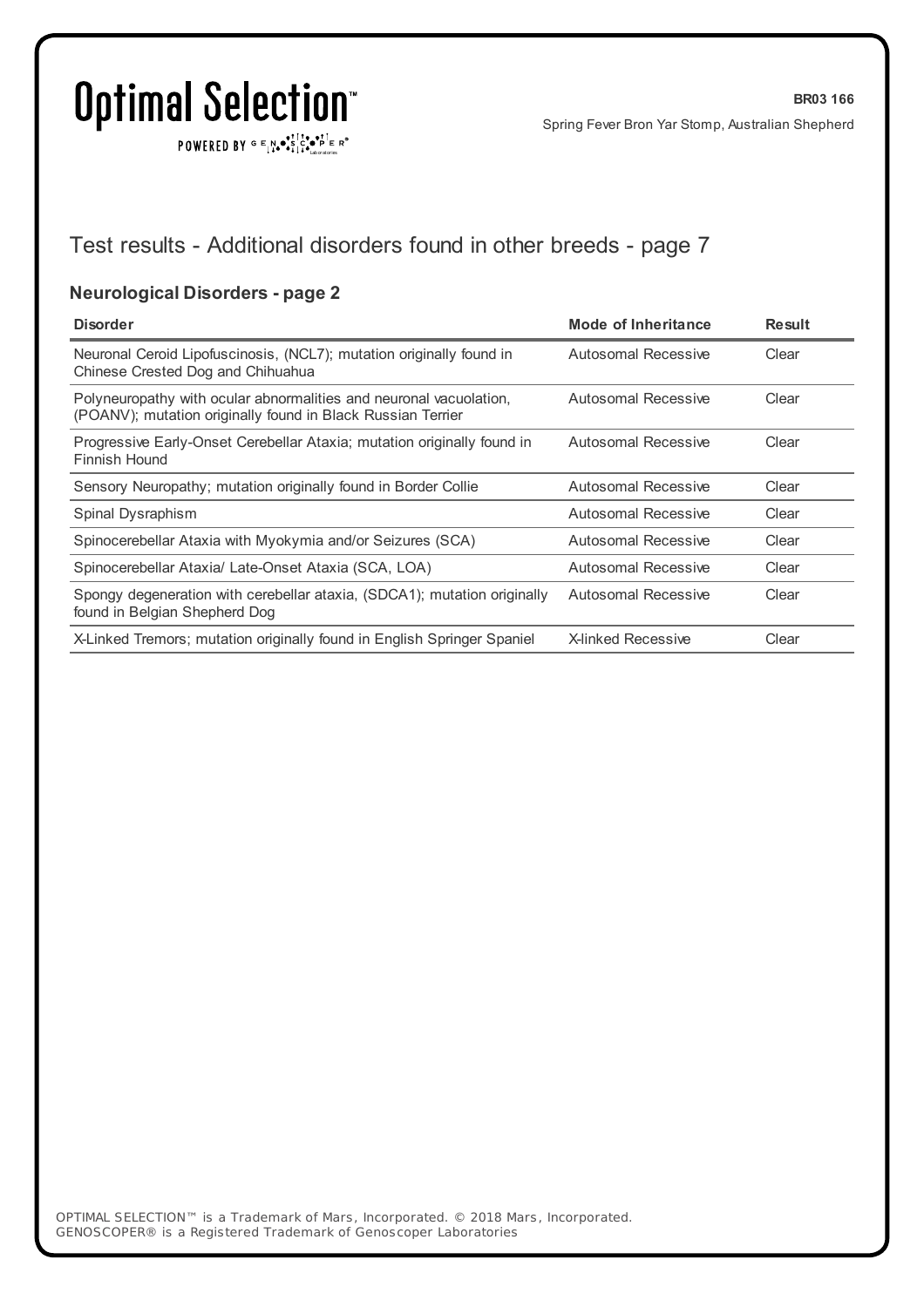## Test results - Additional disorders found in other breeds - page 7

### Neurological Disorders - page 2

| Disorder | Mode of Inheritance | Result |
|---|---|---|
| Neuronal Ceroid Lipofuscinosis, (NCL7); mutation originally found in Chinese Crested Dog and Chihuahua | Autosomal Recessive | Clear |
| Polyneuropathy with ocular abnormalities and neuronal vacuolation, (POANV); mutation originally found in Black Russian Terrier | Autosomal Recessive | Clear |
| Progressive Early-Onset Cerebellar Ataxia; mutation originally found in Finnish Hound | Autosomal Recessive | Clear |
| Sensory Neuropathy; mutation originally found in Border Collie | Autosomal Recessive | Clear |
| Spinal Dysraphism | Autosomal Recessive | Clear |
| Spinocerebellar Ataxia with Myokymia and/or Seizures (SCA) | Autosomal Recessive | Clear |
| Spinocerebellar Ataxia/ Late-Onset Ataxia (SCA, LOA) | Autosomal Recessive | Clear |
| Spongy degeneration with cerebellar ataxia, (SDCA1); mutation originally found in Belgian Shepherd Dog | Autosomal Recessive | Clear |
| X-Linked Tremors; mutation originally found in English Springer Spaniel | X-linked Recessive | Clear |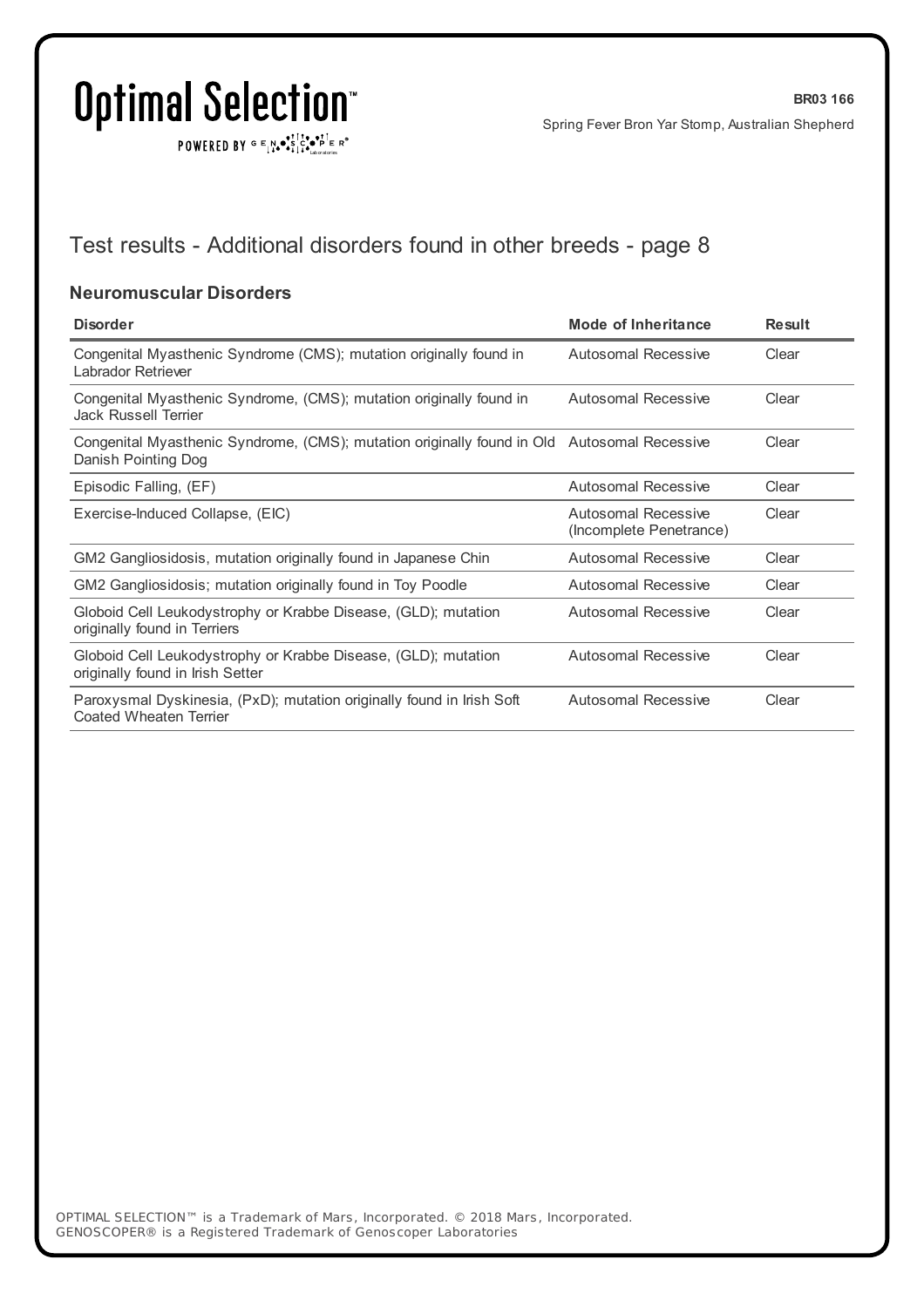# Test results - Additional disorders found in other breeds - page 8

## Neuromuscular Disorders

| Disorder | Mode of Inheritance | Result |
|---|---|---|
| Congenital Myasthenic Syndrome (CMS); mutation originally found in Labrador Retriever | Autosomal Recessive | Clear |
| Congenital Myasthenic Syndrome, (CMS); mutation originally found in Jack Russell Terrier | Autosomal Recessive | Clear |
| Congenital Myasthenic Syndrome, (CMS); mutation originally found in Old Danish Pointing Dog | Autosomal Recessive | Clear |
| Episodic Falling, (EF) | Autosomal Recessive | Clear |
| Exercise-Induced Collapse, (EIC) | Autosomal Recessive (Incomplete Penetrance) | Clear |
| GM2 Gangliosidosis, mutation originally found in Japanese Chin | Autosomal Recessive | Clear |
| GM2 Gangliosidosis; mutation originally found in Toy Poodle | Autosomal Recessive | Clear |
| Globoid Cell Leukodystrophy or Krabbe Disease, (GLD); mutation originally found in Terriers | Autosomal Recessive | Clear |
| Globoid Cell Leukodystrophy or Krabbe Disease, (GLD); mutation originally found in Irish Setter | Autosomal Recessive | Clear |
| Paroxysmal Dyskinesia, (PxD); mutation originally found in Irish Soft Coated Wheaten Terrier | Autosomal Recessive | Clear |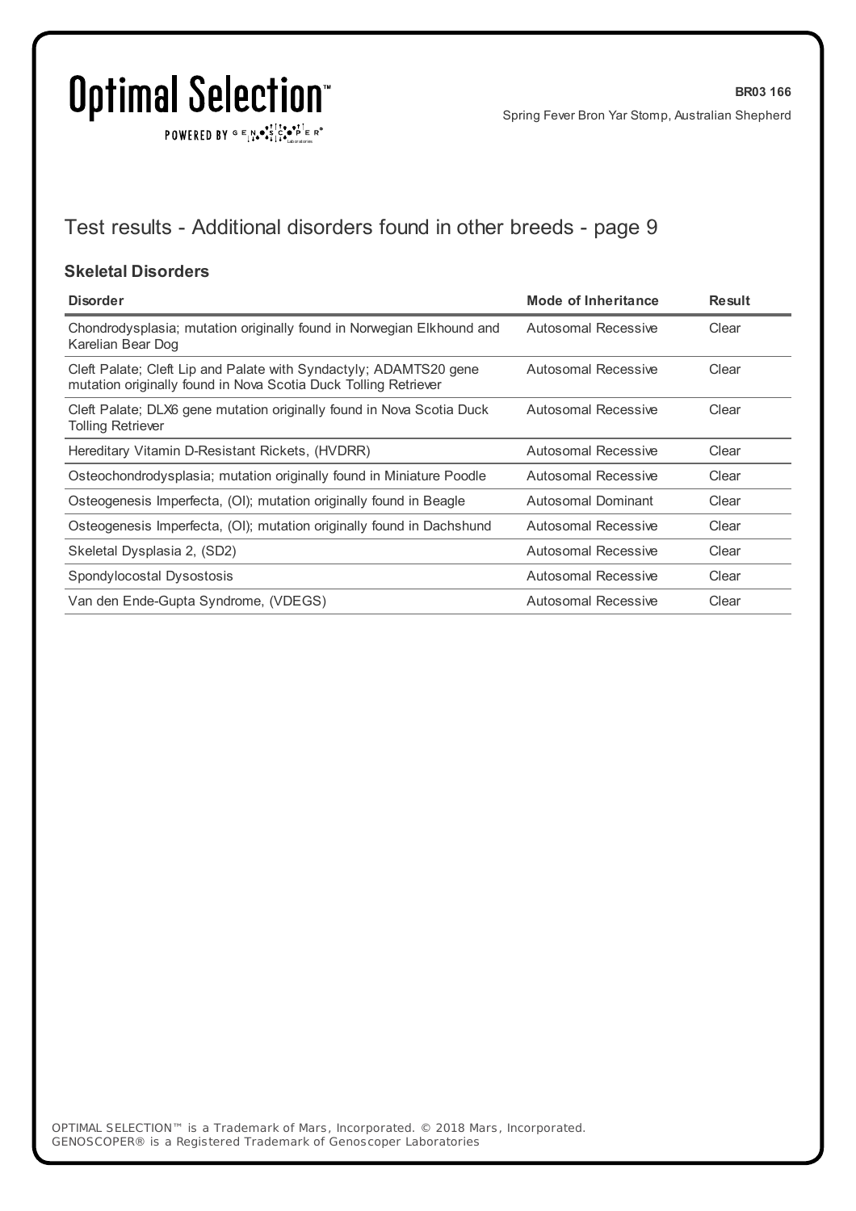# Test results - Additional disorders found in other breeds - page 9

### Skeletal Disorders

| Disorder | Mode of Inheritance | Result |
|---|---|---|
| Chondrodysplasia; mutation originally found in Norwegian Elkhound and Karelian Bear Dog | Autosomal Recessive | Clear |
| Cleft Palate; Cleft Lip and Palate with Syndactyly; ADAMTS20 gene mutation originally found in Nova Scotia Duck Tolling Retriever | Autosomal Recessive | Clear |
| Cleft Palate; DLX6 gene mutation originally found in Nova Scotia Duck Tolling Retriever | Autosomal Recessive | Clear |
| Hereditary Vitamin D-Resistant Rickets, (HVDRR) | Autosomal Recessive | Clear |
| Osteochondrodysplasia; mutation originally found in Miniature Poodle | Autosomal Recessive | Clear |
| Osteogenesis Imperfecta, (OI); mutation originally found in Beagle | Autosomal Dominant | Clear |
| Osteogenesis Imperfecta, (OI); mutation originally found in Dachshund | Autosomal Recessive | Clear |
| Skeletal Dysplasia 2, (SD2) | Autosomal Recessive | Clear |
| Spondylocostal Dysostosis | Autosomal Recessive | Clear |
| Van den Ende-Gupta Syndrome, (VDEGS) | Autosomal Recessive | Clear |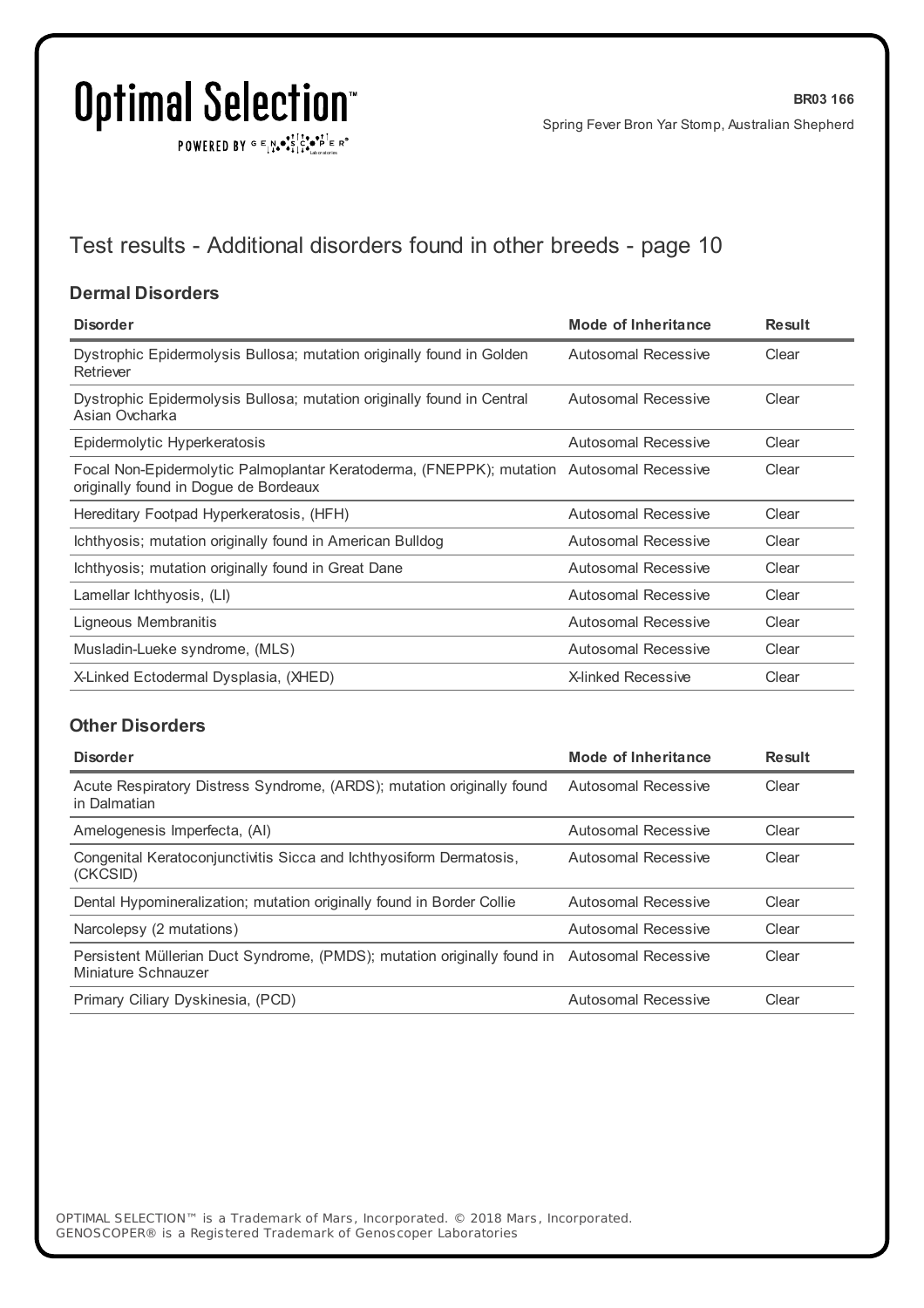## Test results - Additional disorders found in other breeds - page 10

### Dermal Disorders

| Disorder | Mode of Inheritance | Result |
|---|---|---|
| Dystrophic Epidermolysis Bullosa; mutation originally found in Golden Retriever | Autosomal Recessive | Clear |
| Dystrophic Epidermolysis Bullosa; mutation originally found in Central Asian Ovcharka | Autosomal Recessive | Clear |
| Epidermolytic Hyperkeratosis | Autosomal Recessive | Clear |
| Focal Non-Epidermolytic Palmoplantar Keratoderma, (FNEPPK); mutation originally found in Dogue de Bordeaux | Autosomal Recessive | Clear |
| Hereditary Footpad Hyperkeratosis, (HFH) | Autosomal Recessive | Clear |
| Ichthyosis; mutation originally found in American Bulldog | Autosomal Recessive | Clear |
| Ichthyosis; mutation originally found in Great Dane | Autosomal Recessive | Clear |
| Lamellar Ichthyosis, (LI) | Autosomal Recessive | Clear |
| Ligneous Membranitis | Autosomal Recessive | Clear |
| Musladin-Lueke syndrome, (MLS) | Autosomal Recessive | Clear |
| X-Linked Ectodermal Dysplasia, (XHED) | X-linked Recessive | Clear |

### Other Disorders

| Disorder | Mode of Inheritance | Result |
|---|---|---|
| Acute Respiratory Distress Syndrome, (ARDS); mutation originally found in Dalmatian | Autosomal Recessive | Clear |
| Amelogenesis Imperfecta, (AI) | Autosomal Recessive | Clear |
| Congenital Keratoconjunctivitis Sicca and Ichthyosiform Dermatosis, (CKCSID) | Autosomal Recessive | Clear |
| Dental Hypomineralization; mutation originally found in Border Collie | Autosomal Recessive | Clear |
| Narcolepsy (2 mutations) | Autosomal Recessive | Clear |
| Persistent Müllerian Duct Syndrome, (PMDS); mutation originally found in Miniature Schnauzer | Autosomal Recessive | Clear |
| Primary Ciliary Dyskinesia, (PCD) | Autosomal Recessive | Clear |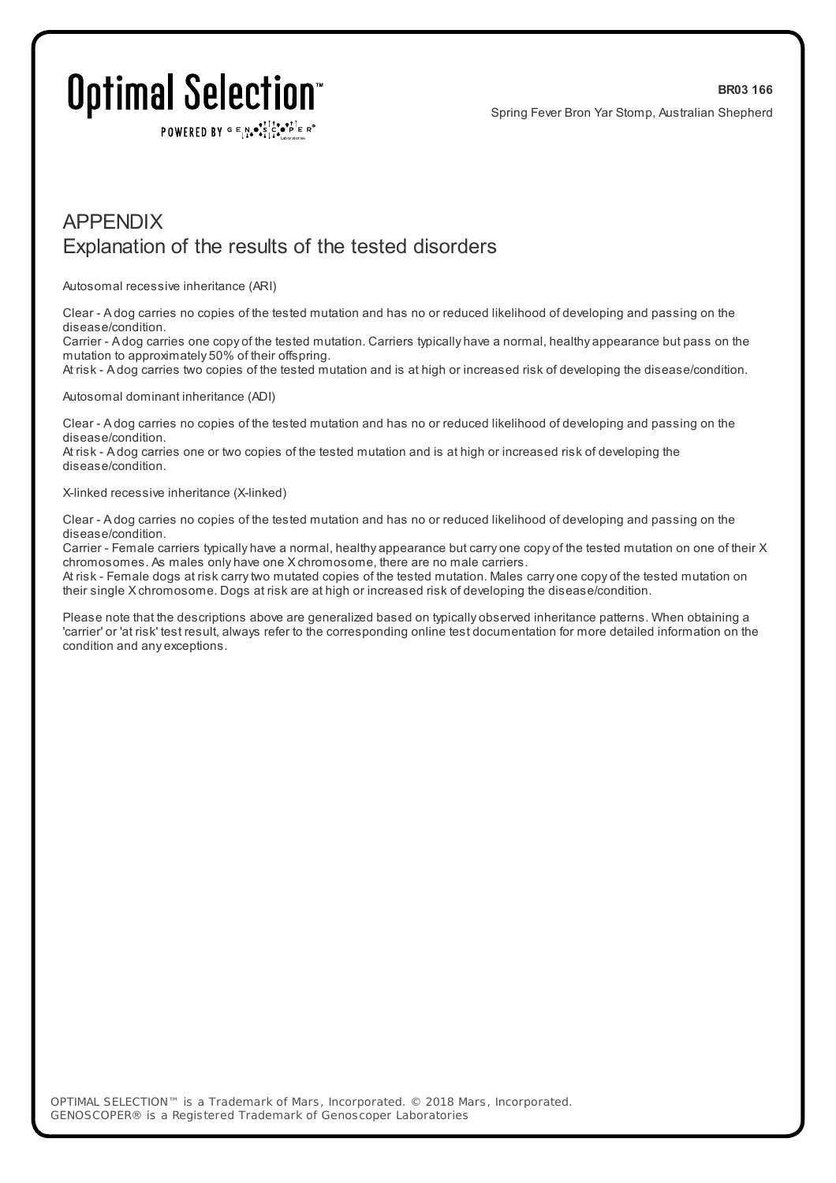# APPENDIX

## Explanation of the results of the tested disorders

Autosomal recessive inheritance (ARI)

Clear - A dog carries no copies of the tested mutation and has no or reduced likelihood of developing and passing on the disease/condition.
Carrier - A dog carries one copy of the tested mutation. Carriers typically have a normal, healthy appearance but pass on the mutation to approximately 50% of their offspring.
At risk - A dog carries two copies of the tested mutation and is at high or increased risk of developing the disease/condition.

Autosomal dominant inheritance (ADI)

Clear - A dog carries no copies of the tested mutation and has no or reduced likelihood of developing and passing on the disease/condition.
At risk - A dog carries one or two copies of the tested mutation and is at high or increased risk of developing the disease/condition.

X-linked recessive inheritance (X-linked)

Clear - A dog carries no copies of the tested mutation and has no or reduced likelihood of developing and passing on the disease/condition.
Carrier - Female carriers typically have a normal, healthy appearance but carry one copy of the tested mutation on one of their X chromosomes. As males only have one X chromosome, there are no male carriers.
At risk - Female dogs at risk carry two mutated copies of the tested mutation. Males carry one copy of the tested mutation on their single X chromosome. Dogs at risk are at high or increased risk of developing the disease/condition.

Please note that the descriptions above are generalized based on typically observed inheritance patterns. When obtaining a 'carrier' or 'at risk' test result, always refer to the corresponding online test documentation for more detailed information on the condition and any exceptions.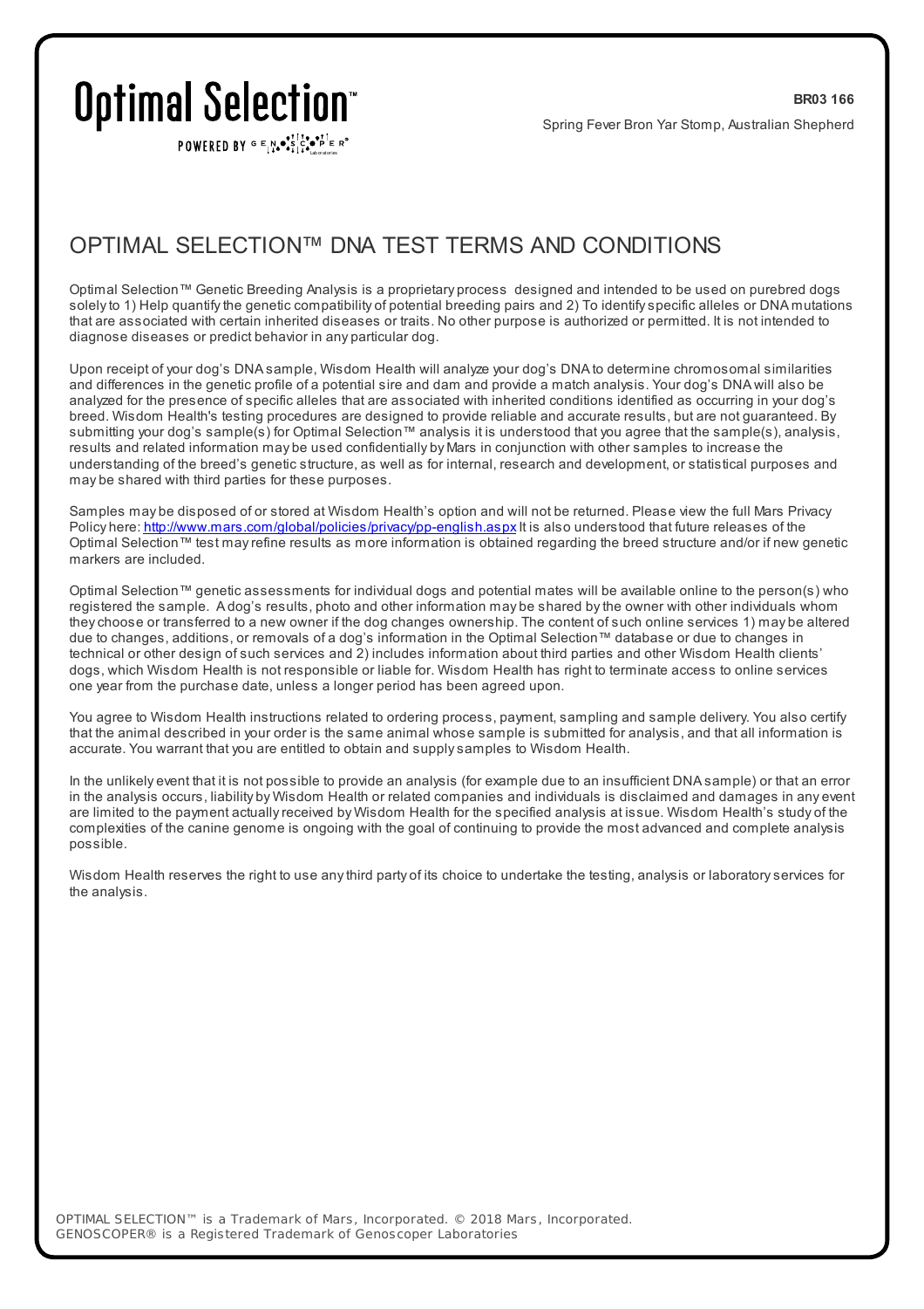# OPTIMAL SELECTION™ DNA TEST TERMS AND CONDITIONS

Optimal Selection™ Genetic Breeding Analysis is a proprietary process designed and intended to be used on purebred dogs solely to 1) Help quantify the genetic compatibility of potential breeding pairs and 2) To identify specific alleles or DNA mutations that are associated with certain inherited diseases or traits. No other purpose is authorized or permitted. It is not intended to diagnose diseases or predict behavior in any particular dog.

Upon receipt of your dog's DNA sample, Wisdom Health will analyze your dog's DNA to determine chromosomal similarities and differences in the genetic profile of a potential sire and dam and provide a match analysis. Your dog's DNA will also be analyzed for the presence of specific alleles that are associated with inherited conditions identified as occurring in your dog's breed. Wisdom Health's testing procedures are designed to provide reliable and accurate results, but are not guaranteed. By submitting your dog's sample(s) for Optimal Selection™ analysis it is understood that you agree that the sample(s), analysis, results and related information may be used confidentially by Mars in conjunction with other samples to increase the understanding of the breed's genetic structure, as well as for internal, research and development, or statistical purposes and may be shared with third parties for these purposes.

Samples may be disposed of or stored at Wisdom Health's option and will not be returned. Please view the full Mars Privacy Policy here: [http://www.mars.com/global/policies/privacy/pp-english.aspx](http://www.mars.com/global/policies/privacy/pp-english.aspx) It is also understood that future releases of the Optimal Selection™ test may refine results as more information is obtained regarding the breed structure and/or if new genetic markers are included.

Optimal Selection™ genetic assessments for individual dogs and potential mates will be available online to the person(s) who registered the sample. A dog's results, photo and other information may be shared by the owner with other individuals whom they choose or transferred to a new owner if the dog changes ownership. The content of such online services 1) may be altered due to changes, additions, or removals of a dog's information in the Optimal Selection™ database or due to changes in technical or other design of such services and 2) includes information about third parties and other Wisdom Health clients' dogs, which Wisdom Health is not responsible or liable for. Wisdom Health has right to terminate access to online services one year from the purchase date, unless a longer period has been agreed upon.

You agree to Wisdom Health instructions related to ordering process, payment, sampling and sample delivery. You also certify that the animal described in your order is the same animal whose sample is submitted for analysis, and that all information is accurate. You warrant that you are entitled to obtain and supply samples to Wisdom Health.

In the unlikely event that it is not possible to provide an analysis (for example due to an insufficient DNA sample) or that an error in the analysis occurs, liability by Wisdom Health or related companies and individuals is disclaimed and damages in any event are limited to the payment actually received by Wisdom Health for the specified analysis at issue. Wisdom Health's study of the complexities of the canine genome is ongoing with the goal of continuing to provide the most advanced and complete analysis possible.

Wisdom Health reserves the right to use any third party of its choice to undertake the testing, analysis or laboratory services for the analysis.